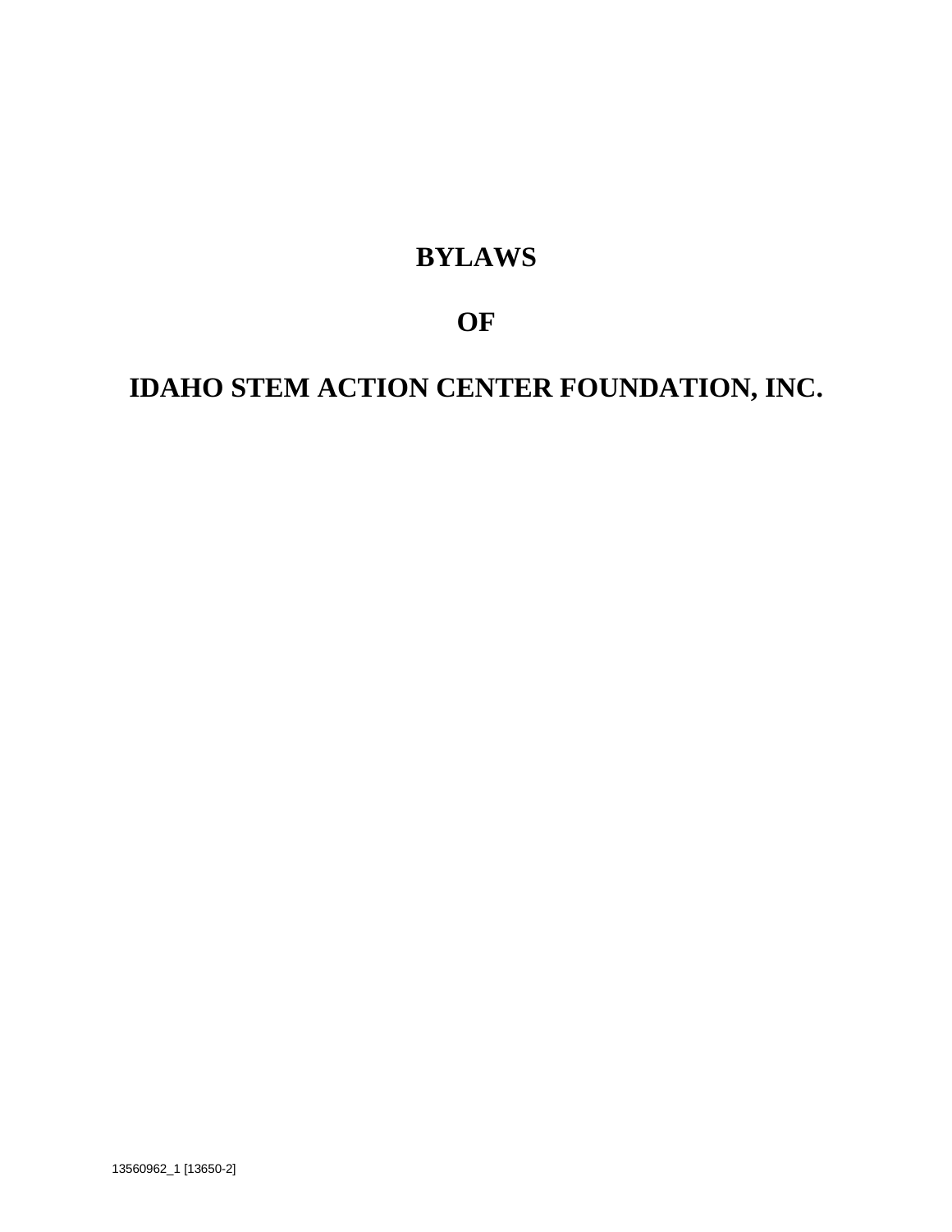# BYLAWS

# OF

# IDAHO STEM ACTION CENTER FOUNDATION, INC.

13560962_1 [13650-2]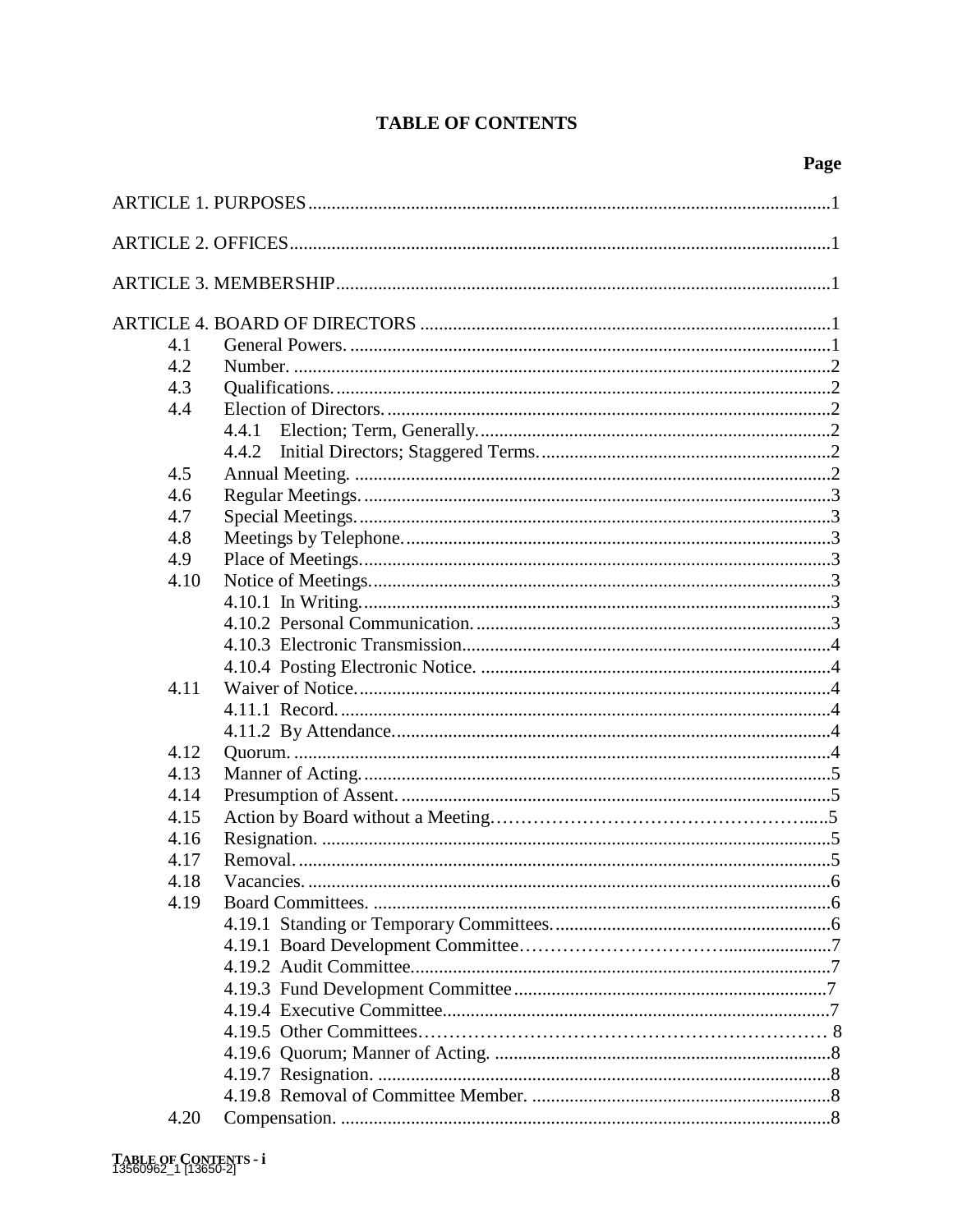# TABLE OF CONTENTS

| | | Page |
|---|---|---|
| ARTICLE 1. PURPOSES | | 1 |
| ARTICLE 2. OFFICES | | 1 |
| ARTICLE 3. MEMBERSHIP | | 1 |
| ARTICLE 4. BOARD OF DIRECTORS | | 1 |
| 4.1 | General Powers. | 1 |
| 4.2 | Number. | 2 |
| 4.3 | Qualifications. | 2 |
| 4.4 | Election of Directors. | 2 |
| | 4.4.1 Election; Term, Generally. | 2 |
| | 4.4.2 Initial Directors; Staggered Terms. | 2 |
| 4.5 | Annual Meeting. | 2 |
| 4.6 | Regular Meetings. | 3 |
| 4.7 | Special Meetings. | 3 |
| 4.8 | Meetings by Telephone. | 3 |
| 4.9 | Place of Meetings. | 3 |
| 4.10 | Notice of Meetings. | 3 |
| | 4.10.1 In Writing. | 3 |
| | 4.10.2 Personal Communication. | 3 |
| | 4.10.3 Electronic Transmission. | 4 |
| | 4.10.4 Posting Electronic Notice. | 4 |
| 4.11 | Waiver of Notice. | 4 |
| | 4.11.1 Record. | 4 |
| | 4.11.2 By Attendance. | 4 |
| 4.12 | Quorum. | 4 |
| 4.13 | Manner of Acting. | 5 |
| 4.14 | Presumption of Assent. | 5 |
| 4.15 | Action by Board without a Meeting. | 5 |
| 4.16 | Resignation. | 5 |
| 4.17 | Removal. | 5 |
| 4.18 | Vacancies. | 6 |
| 4.19 | Board Committees. | 6 |
| | 4.19.1 Standing or Temporary Committees. | 6 |
| | 4.19.1 Board Development Committee | 7 |
| | 4.19.2 Audit Committee. | 7 |
| | 4.19.3 Fund Development Committee | 7 |
| | 4.19.4 Executive Committee. | 7 |
| | 4.19.5 Other Committees | 8 |
| | 4.19.6 Quorum; Manner of Acting. | 8 |
| | 4.19.7 Resignation. | 8 |
| | 4.19.8 Removal of Committee Member. | 8 |
| 4.20 | Compensation. | 8 |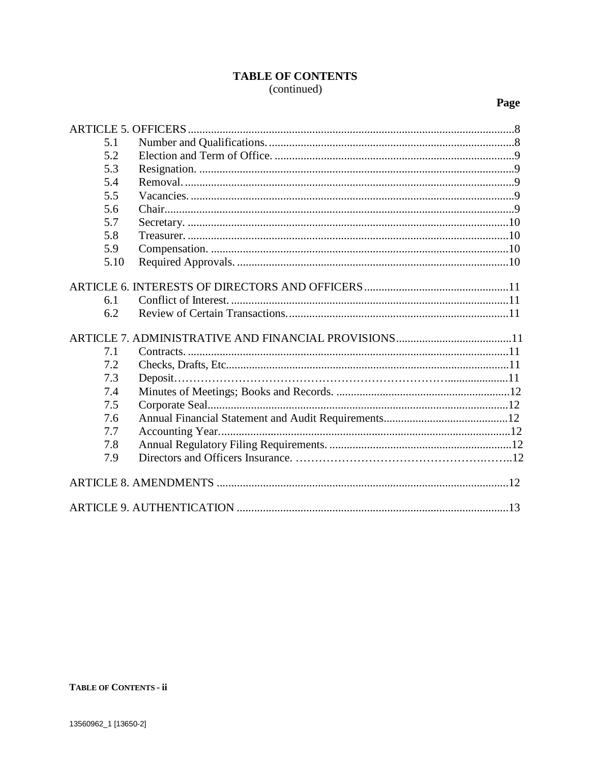# TABLE OF CONTENTS
(continued)

| | | Page |
|---|---|---|
| ARTICLE 5. OFFICERS | | 8 |
| 5.1 | Number and Qualifications. | 8 |
| 5.2 | Election and Term of Office. | 9 |
| 5.3 | Resignation. | 9 |
| 5.4 | Removal. | 9 |
| 5.5 | Vacancies. | 9 |
| 5.6 | Chair | 9 |
| 5.7 | Secretary. | 10 |
| 5.8 | Treasurer. | 10 |
| 5.9 | Compensation. | 10 |
| 5.10 | Required Approvals. | 10 |
| ARTICLE 6. INTERESTS OF DIRECTORS AND OFFICERS | | 11 |
| 6.1 | Conflict of Interest. | 11 |
| 6.2 | Review of Certain Transactions. | 11 |
| ARTICLE 7. ADMINISTRATIVE AND FINANCIAL PROVISIONS | | 11 |
| 7.1 | Contracts. | 11 |
| 7.2 | Checks, Drafts, Etc. | 11 |
| 7.3 | Deposit | 11 |
| 7.4 | Minutes of Meetings; Books and Records. | 12 |
| 7.5 | Corporate Seal | 12 |
| 7.6 | Annual Financial Statement and Audit Requirements | 12 |
| 7.7 | Accounting Year. | 12 |
| 7.8 | Annual Regulatory Filing Requirements. | 12 |
| 7.9 | Directors and Officers Insurance. | 12 |
| ARTICLE 8. AMENDMENTS | | 12 |
| ARTICLE 9. AUTHENTICATION | | 13 |

13560962_1 [13650-2]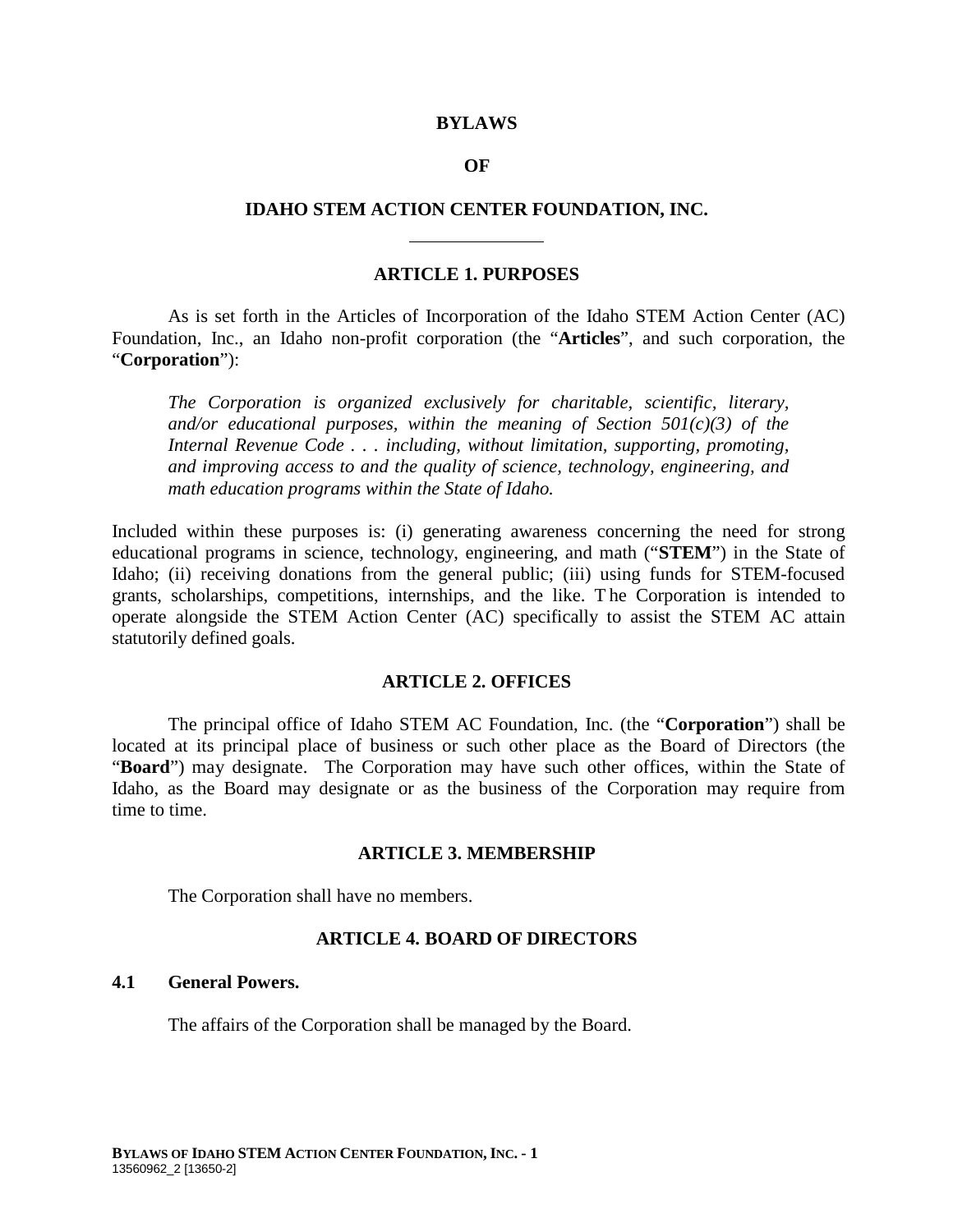# BYLAWS

# OF

# IDAHO STEM ACTION CENTER FOUNDATION, INC.

---

## ARTICLE 1. PURPOSES

As is set forth in the Articles of Incorporation of the Idaho STEM Action Center (AC) Foundation, Inc., an Idaho non-profit corporation (the "**Articles**", and such corporation, the "**Corporation**"):

> *The Corporation is organized exclusively for charitable, scientific, literary, and/or educational purposes, within the meaning of Section 501(c)(3) of the Internal Revenue Code . . . including, without limitation, supporting, promoting, and improving access to and the quality of science, technology, engineering, and math education programs within the State of Idaho.*

Included within these purposes is: (i) generating awareness concerning the need for strong educational programs in science, technology, engineering, and math ("**STEM**") in the State of Idaho; (ii) receiving donations from the general public; (iii) using funds for STEM-focused grants, scholarships, competitions, internships, and the like. The Corporation is intended to operate alongside the STEM Action Center (AC) specifically to assist the STEM AC attain statutorily defined goals.

## ARTICLE 2. OFFICES

The principal office of Idaho STEM AC Foundation, Inc. (the "**Corporation**") shall be located at its principal place of business or such other place as the Board of Directors (the "**Board**") may designate. The Corporation may have such other offices, within the State of Idaho, as the Board may designate or as the business of the Corporation may require from time to time.

## ARTICLE 3. MEMBERSHIP

The Corporation shall have no members.

## ARTICLE 4. BOARD OF DIRECTORS

### 4.1 General Powers.

The affairs of the Corporation shall be managed by the Board.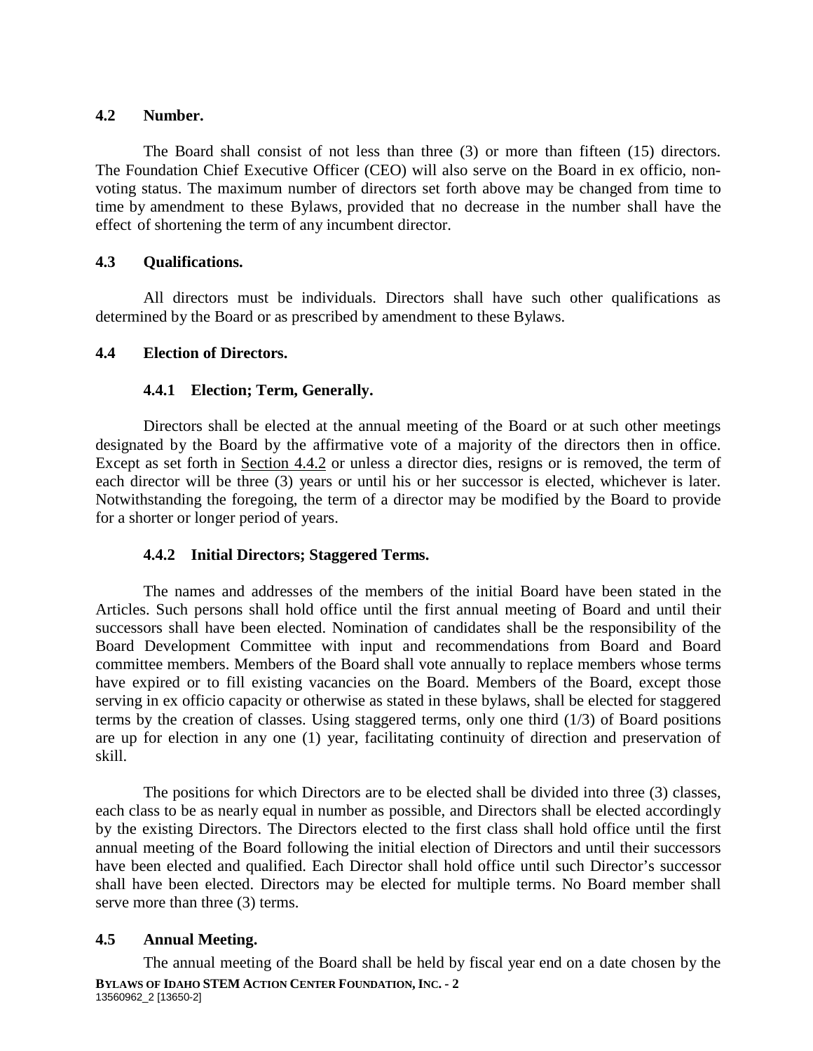### 4.2 Number.

The Board shall consist of not less than three (3) or more than fifteen (15) directors. The Foundation Chief Executive Officer (CEO) will also serve on the Board in ex officio, non-voting status. The maximum number of directors set forth above may be changed from time to time by amendment to these Bylaws, provided that no decrease in the number shall have the effect of shortening the term of any incumbent director.

### 4.3 Qualifications.

All directors must be individuals. Directors shall have such other qualifications as determined by the Board or as prescribed by amendment to these Bylaws.

### 4.4 Election of Directors.

#### 4.4.1 Election; Term, Generally.

Directors shall be elected at the annual meeting of the Board or at such other meetings designated by the Board by the affirmative vote of a majority of the directors then in office. Except as set forth in Section 4.4.2 or unless a director dies, resigns or is removed, the term of each director will be three (3) years or until his or her successor is elected, whichever is later. Notwithstanding the foregoing, the term of a director may be modified by the Board to provide for a shorter or longer period of years.

#### 4.4.2 Initial Directors; Staggered Terms.

The names and addresses of the members of the initial Board have been stated in the Articles. Such persons shall hold office until the first annual meeting of Board and until their successors shall have been elected. Nomination of candidates shall be the responsibility of the Board Development Committee with input and recommendations from Board and Board committee members. Members of the Board shall vote annually to replace members whose terms have expired or to fill existing vacancies on the Board. Members of the Board, except those serving in ex officio capacity or otherwise as stated in these bylaws, shall be elected for staggered terms by the creation of classes. Using staggered terms, only one third (1/3) of Board positions are up for election in any one (1) year, facilitating continuity of direction and preservation of skill.

The positions for which Directors are to be elected shall be divided into three (3) classes, each class to be as nearly equal in number as possible, and Directors shall be elected accordingly by the existing Directors. The Directors elected to the first class shall hold office until the first annual meeting of the Board following the initial election of Directors and until their successors have been elected and qualified. Each Director shall hold office until such Director's successor shall have been elected. Directors may be elected for multiple terms. No Board member shall serve more than three (3) terms.

### 4.5 Annual Meeting.

The annual meeting of the Board shall be held by fiscal year end on a date chosen by the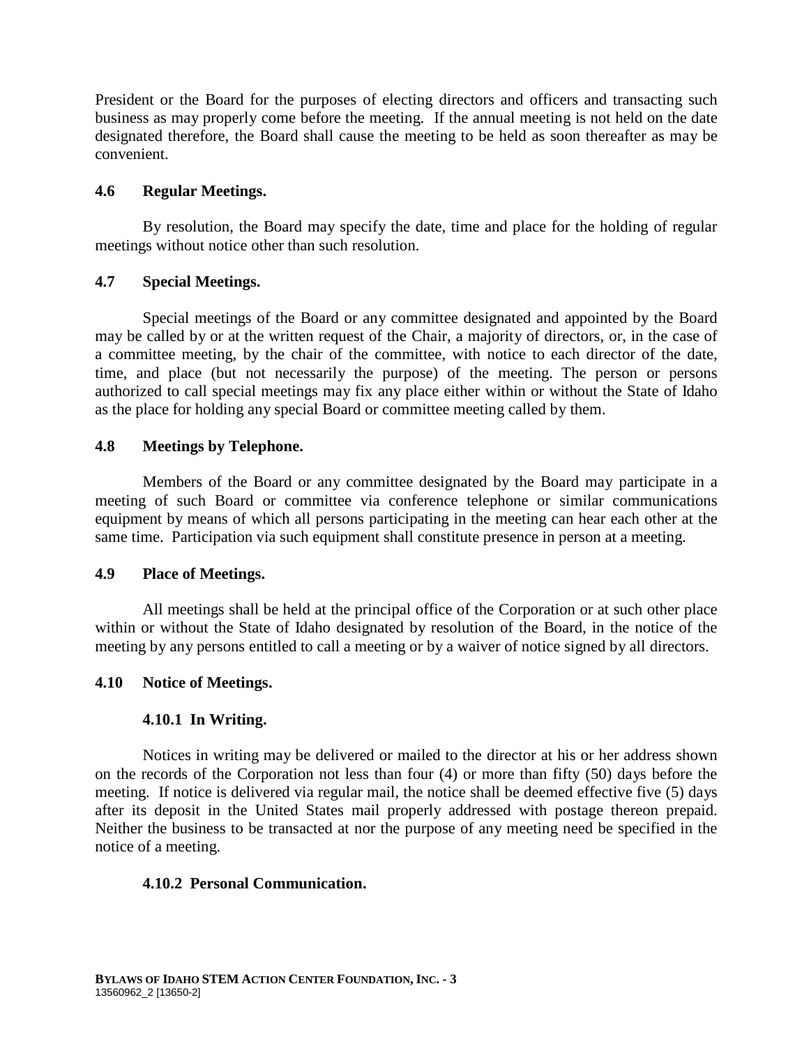President or the Board for the purposes of electing directors and officers and transacting such business as may properly come before the meeting. If the annual meeting is not held on the date designated therefore, the Board shall cause the meeting to be held as soon thereafter as may be convenient.

### 4.6 Regular Meetings.

By resolution, the Board may specify the date, time and place for the holding of regular meetings without notice other than such resolution.

### 4.7 Special Meetings.

Special meetings of the Board or any committee designated and appointed by the Board may be called by or at the written request of the Chair, a majority of directors, or, in the case of a committee meeting, by the chair of the committee, with notice to each director of the date, time, and place (but not necessarily the purpose) of the meeting. The person or persons authorized to call special meetings may fix any place either within or without the State of Idaho as the place for holding any special Board or committee meeting called by them.

### 4.8 Meetings by Telephone.

Members of the Board or any committee designated by the Board may participate in a meeting of such Board or committee via conference telephone or similar communications equipment by means of which all persons participating in the meeting can hear each other at the same time. Participation via such equipment shall constitute presence in person at a meeting.

### 4.9 Place of Meetings.

All meetings shall be held at the principal office of the Corporation or at such other place within or without the State of Idaho designated by resolution of the Board, in the notice of the meeting by any persons entitled to call a meeting or by a waiver of notice signed by all directors.

### 4.10 Notice of Meetings.

#### 4.10.1 In Writing.

Notices in writing may be delivered or mailed to the director at his or her address shown on the records of the Corporation not less than four (4) or more than fifty (50) days before the meeting. If notice is delivered via regular mail, the notice shall be deemed effective five (5) days after its deposit in the United States mail properly addressed with postage thereon prepaid. Neither the business to be transacted at nor the purpose of any meeting need be specified in the notice of a meeting.

#### 4.10.2 Personal Communication.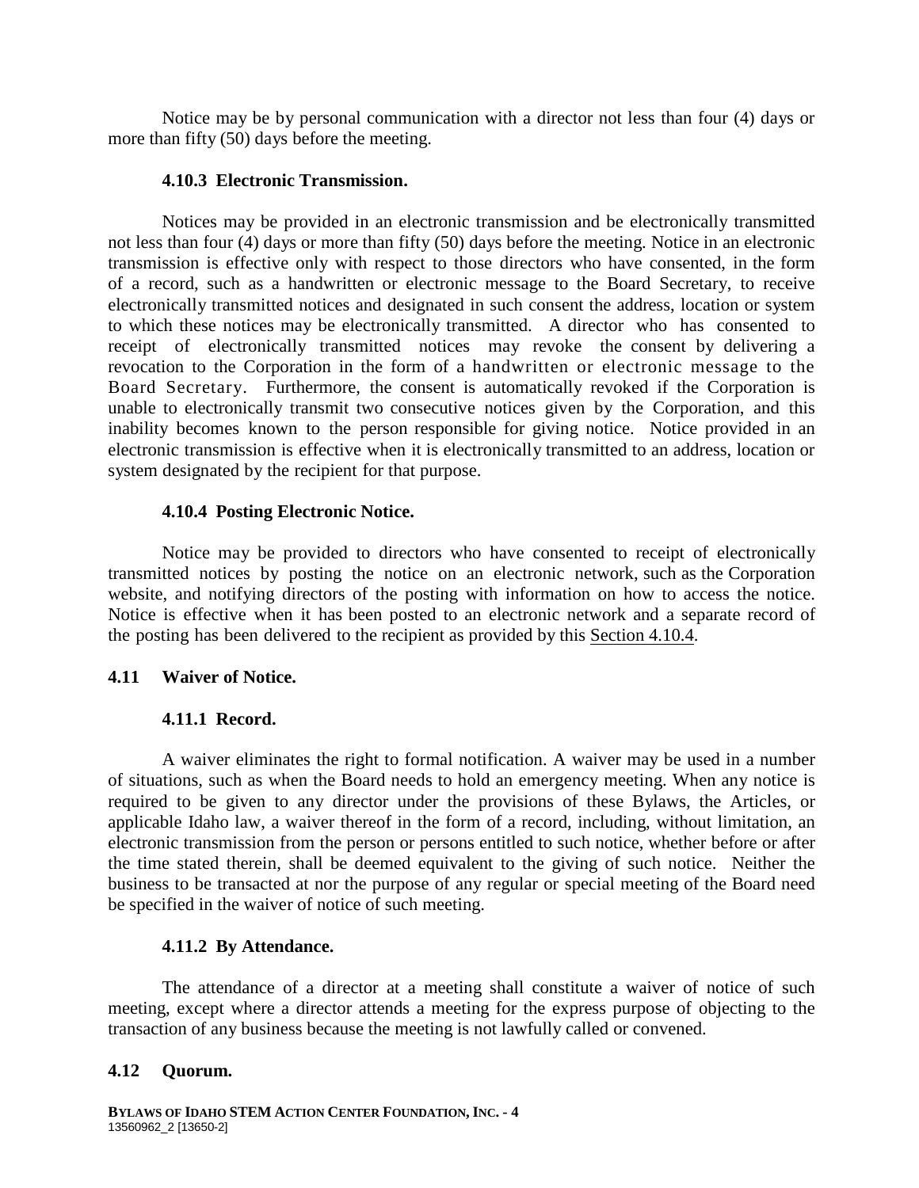Notice may be by personal communication with a director not less than four (4) days or more than fifty (50) days before the meeting.

#### 4.10.3 Electronic Transmission.

Notices may be provided in an electronic transmission and be electronically transmitted not less than four (4) days or more than fifty (50) days before the meeting. Notice in an electronic transmission is effective only with respect to those directors who have consented, in the form of a record, such as a handwritten or electronic message to the Board Secretary, to receive electronically transmitted notices and designated in such consent the address, location or system to which these notices may be electronically transmitted. A director who has consented to receipt of electronically transmitted notices may revoke the consent by delivering a revocation to the Corporation in the form of a handwritten or electronic message to the Board Secretary. Furthermore, the consent is automatically revoked if the Corporation is unable to electronically transmit two consecutive notices given by the Corporation, and this inability becomes known to the person responsible for giving notice. Notice provided in an electronic transmission is effective when it is electronically transmitted to an address, location or system designated by the recipient for that purpose.

#### 4.10.4 Posting Electronic Notice.

Notice may be provided to directors who have consented to receipt of electronically transmitted notices by posting the notice on an electronic network, such as the Corporation website, and notifying directors of the posting with information on how to access the notice. Notice is effective when it has been posted to an electronic network and a separate record of the posting has been delivered to the recipient as provided by this Section 4.10.4.

### 4.11 Waiver of Notice.

#### 4.11.1 Record.

A waiver eliminates the right to formal notification. A waiver may be used in a number of situations, such as when the Board needs to hold an emergency meeting. When any notice is required to be given to any director under the provisions of these Bylaws, the Articles, or applicable Idaho law, a waiver thereof in the form of a record, including, without limitation, an electronic transmission from the person or persons entitled to such notice, whether before or after the time stated therein, shall be deemed equivalent to the giving of such notice. Neither the business to be transacted at nor the purpose of any regular or special meeting of the Board need be specified in the waiver of notice of such meeting.

#### 4.11.2 By Attendance.

The attendance of a director at a meeting shall constitute a waiver of notice of such meeting, except where a director attends a meeting for the express purpose of objecting to the transaction of any business because the meeting is not lawfully called or convened.

### 4.12 Quorum.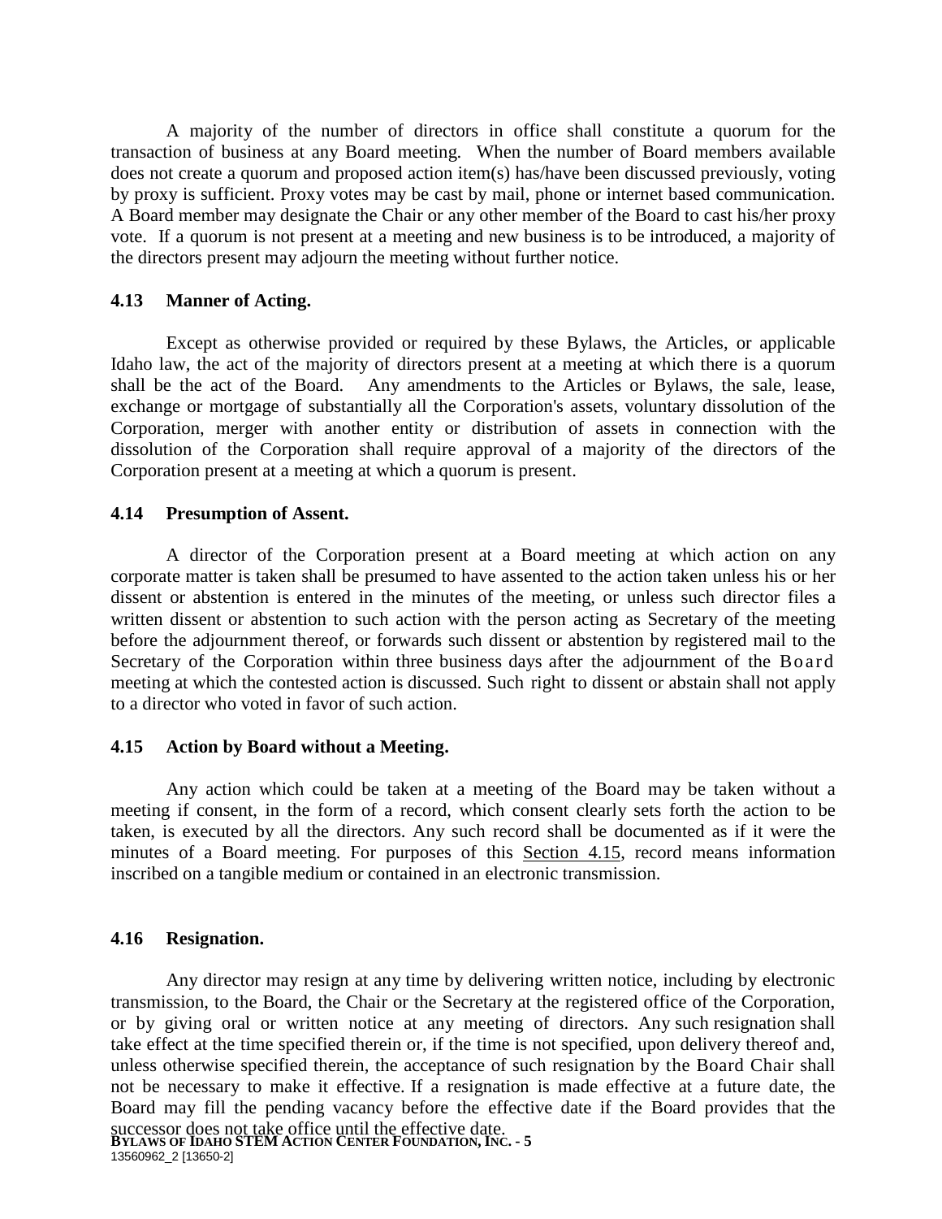A majority of the number of directors in office shall constitute a quorum for the transaction of business at any Board meeting. When the number of Board members available does not create a quorum and proposed action item(s) has/have been discussed previously, voting by proxy is sufficient. Proxy votes may be cast by mail, phone or internet based communication. A Board member may designate the Chair or any other member of the Board to cast his/her proxy vote. If a quorum is not present at a meeting and new business is to be introduced, a majority of the directors present may adjourn the meeting without further notice.

### 4.13 Manner of Acting.

Except as otherwise provided or required by these Bylaws, the Articles, or applicable Idaho law, the act of the majority of directors present at a meeting at which there is a quorum shall be the act of the Board. Any amendments to the Articles or Bylaws, the sale, lease, exchange or mortgage of substantially all the Corporation's assets, voluntary dissolution of the Corporation, merger with another entity or distribution of assets in connection with the dissolution of the Corporation shall require approval of a majority of the directors of the Corporation present at a meeting at which a quorum is present.

### 4.14 Presumption of Assent.

A director of the Corporation present at a Board meeting at which action on any corporate matter is taken shall be presumed to have assented to the action taken unless his or her dissent or abstention is entered in the minutes of the meeting, or unless such director files a written dissent or abstention to such action with the person acting as Secretary of the meeting before the adjournment thereof, or forwards such dissent or abstention by registered mail to the Secretary of the Corporation within three business days after the adjournment of the Board meeting at which the contested action is discussed. Such right to dissent or abstain shall not apply to a director who voted in favor of such action.

### 4.15 Action by Board without a Meeting.

Any action which could be taken at a meeting of the Board may be taken without a meeting if consent, in the form of a record, which consent clearly sets forth the action to be taken, is executed by all the directors. Any such record shall be documented as if it were the minutes of a Board meeting. For purposes of this Section 4.15, record means information inscribed on a tangible medium or contained in an electronic transmission.

### 4.16 Resignation.

Any director may resign at any time by delivering written notice, including by electronic transmission, to the Board, the Chair or the Secretary at the registered office of the Corporation, or by giving oral or written notice at any meeting of directors. Any such resignation shall take effect at the time specified therein or, if the time is not specified, upon delivery thereof and, unless otherwise specified therein, the acceptance of such resignation by the Board Chair shall not be necessary to make it effective. If a resignation is made effective at a future date, the Board may fill the pending vacancy before the effective date if the Board provides that the successor does not take office until the effective date.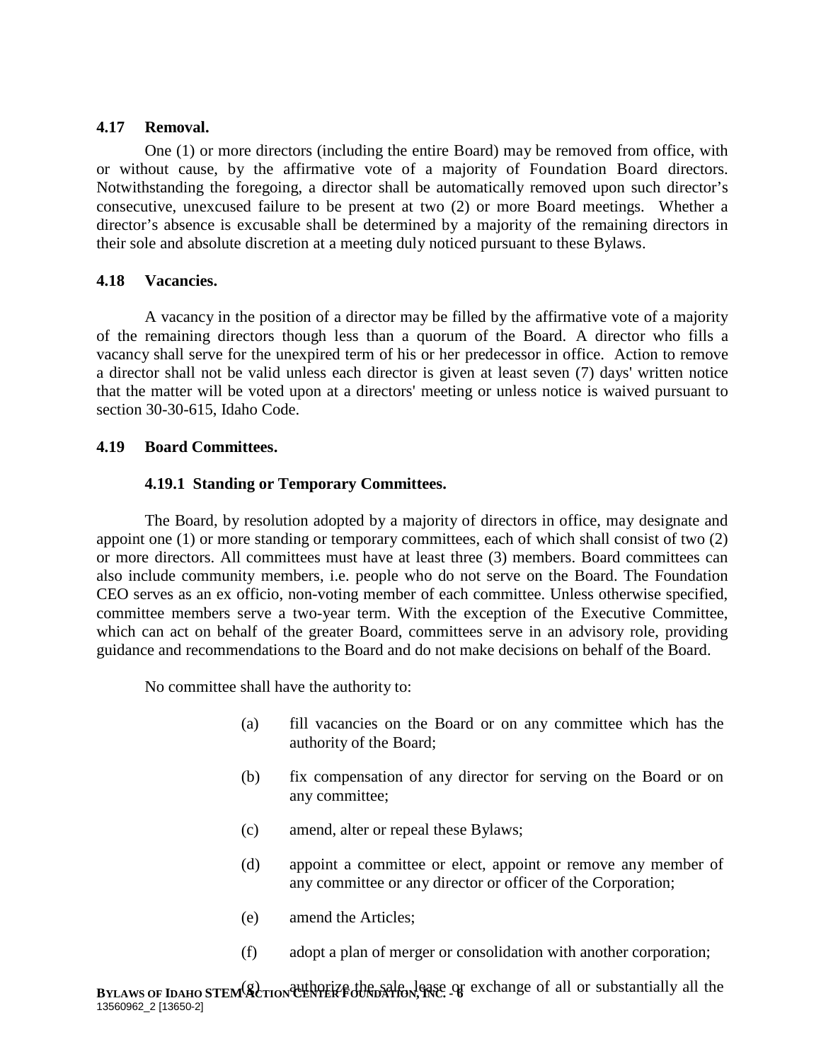### 4.17 Removal.

One (1) or more directors (including the entire Board) may be removed from office, with or without cause, by the affirmative vote of a majority of Foundation Board directors. Notwithstanding the foregoing, a director shall be automatically removed upon such director's consecutive, unexcused failure to be present at two (2) or more Board meetings. Whether a director's absence is excusable shall be determined by a majority of the remaining directors in their sole and absolute discretion at a meeting duly noticed pursuant to these Bylaws.

### 4.18 Vacancies.

A vacancy in the position of a director may be filled by the affirmative vote of a majority of the remaining directors though less than a quorum of the Board. A director who fills a vacancy shall serve for the unexpired term of his or her predecessor in office. Action to remove a director shall not be valid unless each director is given at least seven (7) days' written notice that the matter will be voted upon at a directors' meeting or unless notice is waived pursuant to section 30-30-615, Idaho Code.

### 4.19 Board Committees.

#### 4.19.1 Standing or Temporary Committees.

The Board, by resolution adopted by a majority of directors in office, may designate and appoint one (1) or more standing or temporary committees, each of which shall consist of two (2) or more directors. All committees must have at least three (3) members. Board committees can also include community members, i.e. people who do not serve on the Board. The Foundation CEO serves as an ex officio, non-voting member of each committee. Unless otherwise specified, committee members serve a two-year term. With the exception of the Executive Committee, which can act on behalf of the greater Board, committees serve in an advisory role, providing guidance and recommendations to the Board and do not make decisions on behalf of the Board.

No committee shall have the authority to:

(a) fill vacancies on the Board or on any committee which has the authority of the Board;

(b) fix compensation of any director for serving on the Board or on any committee;

(c) amend, alter or repeal these Bylaws;

(d) appoint a committee or elect, appoint or remove any member of any committee or any director or officer of the Corporation;

(e) amend the Articles;

(f) adopt a plan of merger or consolidation with another corporation;

(g) authorize the sale, lease or exchange of all or substantially all the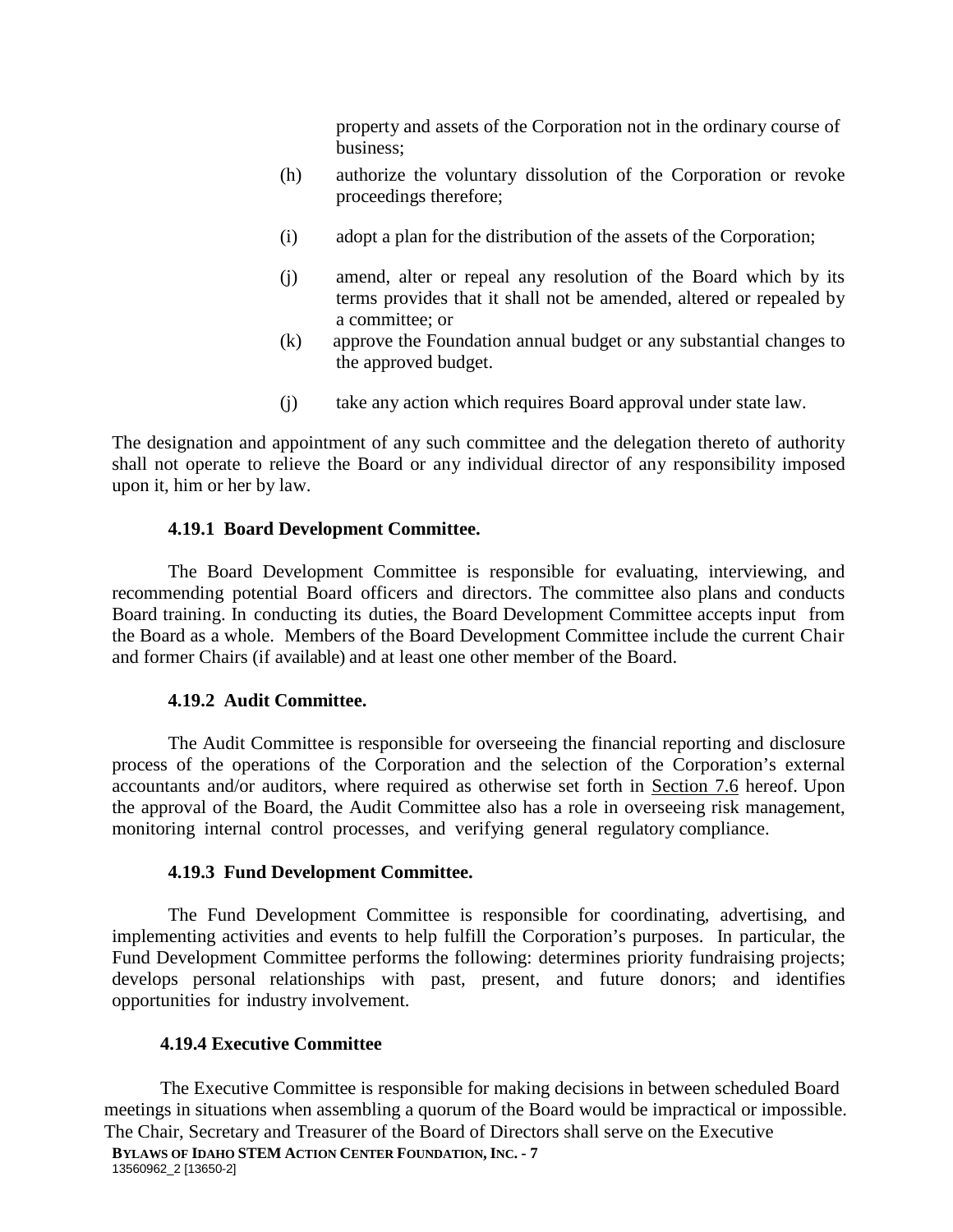property and assets of the Corporation not in the ordinary course of business;

(h) authorize the voluntary dissolution of the Corporation or revoke proceedings therefore;

(i) adopt a plan for the distribution of the assets of the Corporation;

(j) amend, alter or repeal any resolution of the Board which by its terms provides that it shall not be amended, altered or repealed by a committee; or

(k) approve the Foundation annual budget or any substantial changes to the approved budget.

(j) take any action which requires Board approval under state law.

The designation and appointment of any such committee and the delegation thereto of authority shall not operate to relieve the Board or any individual director of any responsibility imposed upon it, him or her by law.

**4.19.1 Board Development Committee.**

The Board Development Committee is responsible for evaluating, interviewing, and recommending potential Board officers and directors. The committee also plans and conducts Board training. In conducting its duties, the Board Development Committee accepts input from the Board as a whole. Members of the Board Development Committee include the current Chair and former Chairs (if available) and at least one other member of the Board.

**4.19.2 Audit Committee.**

The Audit Committee is responsible for overseeing the financial reporting and disclosure process of the operations of the Corporation and the selection of the Corporation's external accountants and/or auditors, where required as otherwise set forth in Section 7.6 hereof. Upon the approval of the Board, the Audit Committee also has a role in overseeing risk management, monitoring internal control processes, and verifying general regulatory compliance.

**4.19.3 Fund Development Committee.**

The Fund Development Committee is responsible for coordinating, advertising, and implementing activities and events to help fulfill the Corporation's purposes. In particular, the Fund Development Committee performs the following: determines priority fundraising projects; develops personal relationships with past, present, and future donors; and identifies opportunities for industry involvement.

**4.19.4 Executive Committee**

The Executive Committee is responsible for making decisions in between scheduled Board meetings in situations when assembling a quorum of the Board would be impractical or impossible. The Chair, Secretary and Treasurer of the Board of Directors shall serve on the Executive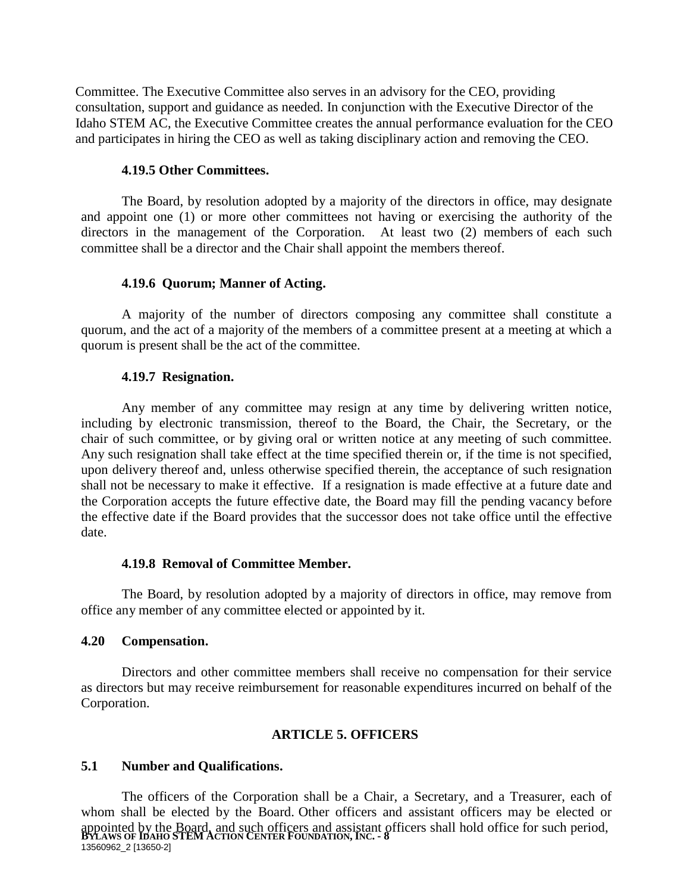Committee. The Executive Committee also serves in an advisory for the CEO, providing consultation, support and guidance as needed. In conjunction with the Executive Director of the Idaho STEM AC, the Executive Committee creates the annual performance evaluation for the CEO and participates in hiring the CEO as well as taking disciplinary action and removing the CEO.

#### 4.19.5 Other Committees.

The Board, by resolution adopted by a majority of the directors in office, may designate and appoint one (1) or more other committees not having or exercising the authority of the directors in the management of the Corporation. At least two (2) members of each such committee shall be a director and the Chair shall appoint the members thereof.

#### 4.19.6 Quorum; Manner of Acting.

A majority of the number of directors composing any committee shall constitute a quorum, and the act of a majority of the members of a committee present at a meeting at which a quorum is present shall be the act of the committee.

#### 4.19.7 Resignation.

Any member of any committee may resign at any time by delivering written notice, including by electronic transmission, thereof to the Board, the Chair, the Secretary, or the chair of such committee, or by giving oral or written notice at any meeting of such committee. Any such resignation shall take effect at the time specified therein or, if the time is not specified, upon delivery thereof and, unless otherwise specified therein, the acceptance of such resignation shall not be necessary to make it effective. If a resignation is made effective at a future date and the Corporation accepts the future effective date, the Board may fill the pending vacancy before the effective date if the Board provides that the successor does not take office until the effective date.

#### 4.19.8 Removal of Committee Member.

The Board, by resolution adopted by a majority of directors in office, may remove from office any member of any committee elected or appointed by it.

### 4.20 Compensation.

Directors and other committee members shall receive no compensation for their service as directors but may receive reimbursement for reasonable expenditures incurred on behalf of the Corporation.

## ARTICLE 5. OFFICERS

### 5.1 Number and Qualifications.

The officers of the Corporation shall be a Chair, a Secretary, and a Treasurer, each of whom shall be elected by the Board. Other officers and assistant officers may be elected or appointed by the Board, and such officers and assistant officers shall hold office for such period,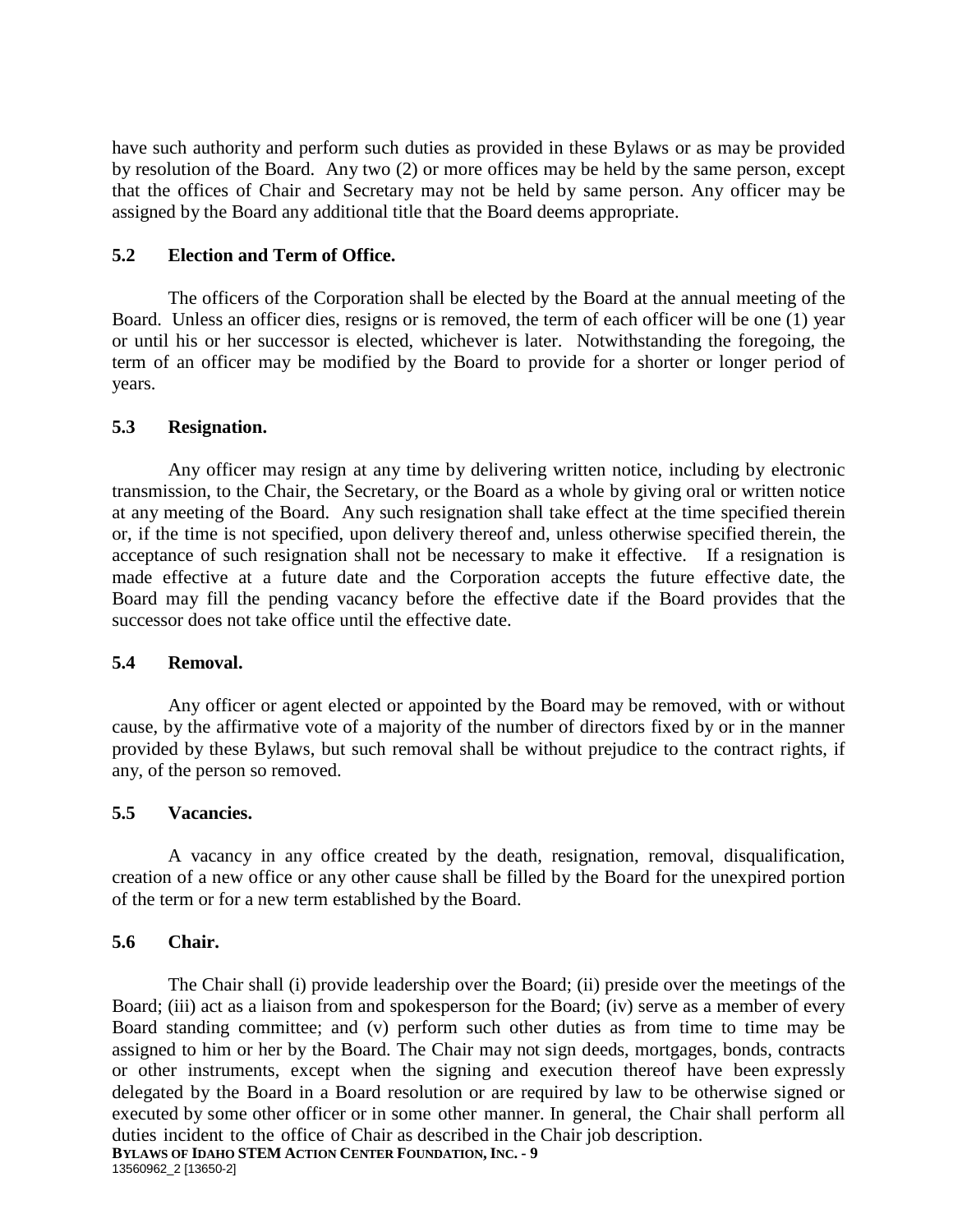have such authority and perform such duties as provided in these Bylaws or as may be provided by resolution of the Board. Any two (2) or more offices may be held by the same person, except that the offices of Chair and Secretary may not be held by same person. Any officer may be assigned by the Board any additional title that the Board deems appropriate.

### 5.2 Election and Term of Office.

The officers of the Corporation shall be elected by the Board at the annual meeting of the Board. Unless an officer dies, resigns or is removed, the term of each officer will be one (1) year or until his or her successor is elected, whichever is later. Notwithstanding the foregoing, the term of an officer may be modified by the Board to provide for a shorter or longer period of years.

### 5.3 Resignation.

Any officer may resign at any time by delivering written notice, including by electronic transmission, to the Chair, the Secretary, or the Board as a whole by giving oral or written notice at any meeting of the Board. Any such resignation shall take effect at the time specified therein or, if the time is not specified, upon delivery thereof and, unless otherwise specified therein, the acceptance of such resignation shall not be necessary to make it effective. If a resignation is made effective at a future date and the Corporation accepts the future effective date, the Board may fill the pending vacancy before the effective date if the Board provides that the successor does not take office until the effective date.

### 5.4 Removal.

Any officer or agent elected or appointed by the Board may be removed, with or without cause, by the affirmative vote of a majority of the number of directors fixed by or in the manner provided by these Bylaws, but such removal shall be without prejudice to the contract rights, if any, of the person so removed.

### 5.5 Vacancies.

A vacancy in any office created by the death, resignation, removal, disqualification, creation of a new office or any other cause shall be filled by the Board for the unexpired portion of the term or for a new term established by the Board.

### 5.6 Chair.

The Chair shall (i) provide leadership over the Board; (ii) preside over the meetings of the Board; (iii) act as a liaison from and spokesperson for the Board; (iv) serve as a member of every Board standing committee; and (v) perform such other duties as from time to time may be assigned to him or her by the Board. The Chair may not sign deeds, mortgages, bonds, contracts or other instruments, except when the signing and execution thereof have been expressly delegated by the Board in a Board resolution or are required by law to be otherwise signed or executed by some other officer or in some other manner. In general, the Chair shall perform all duties incident to the office of Chair as described in the Chair job description.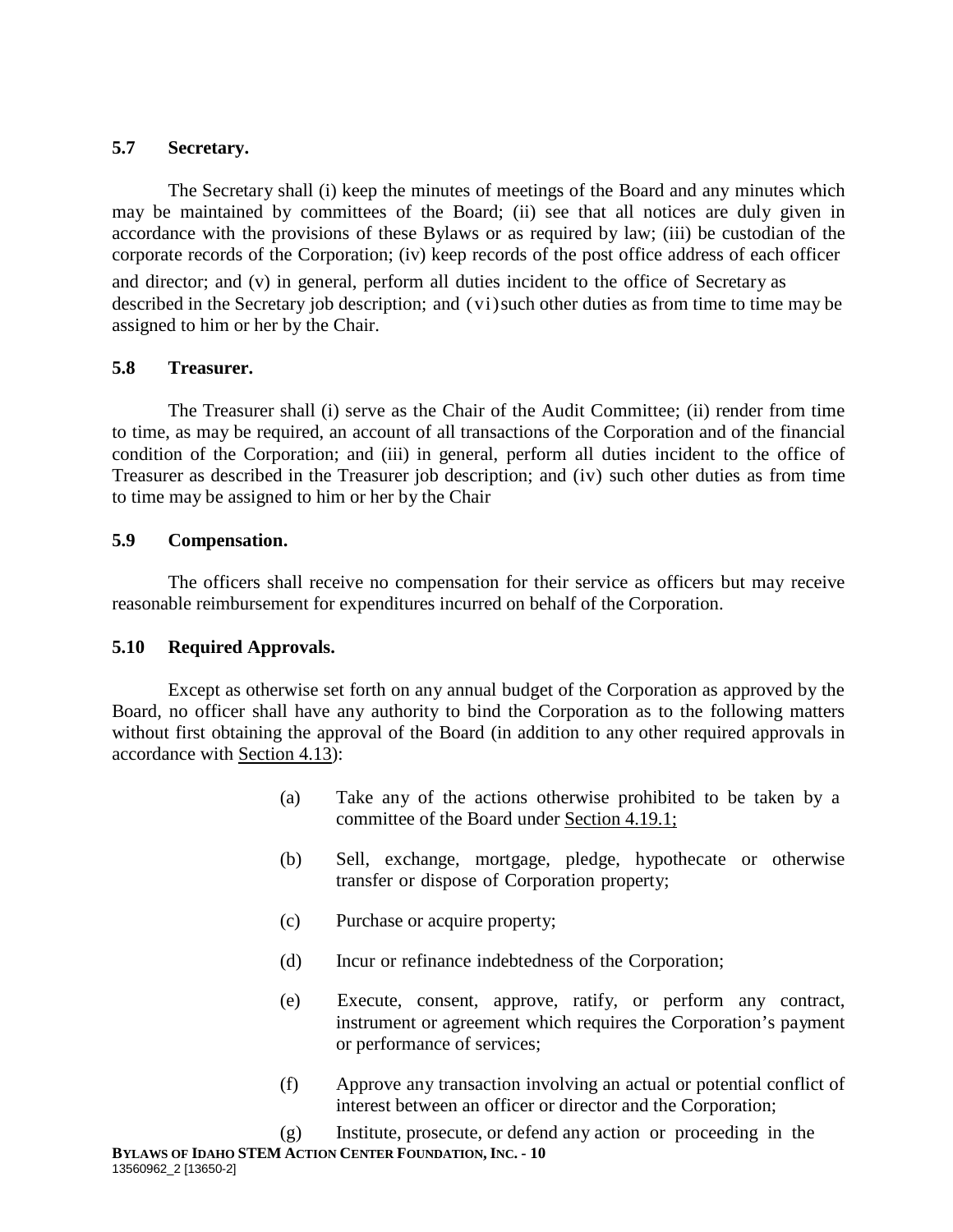### 5.7 Secretary.

The Secretary shall (i) keep the minutes of meetings of the Board and any minutes which may be maintained by committees of the Board; (ii) see that all notices are duly given in accordance with the provisions of these Bylaws or as required by law; (iii) be custodian of the corporate records of the Corporation; (iv) keep records of the post office address of each officer and director; and (v) in general, perform all duties incident to the office of Secretary as described in the Secretary job description; and (vi) such other duties as from time to time may be assigned to him or her by the Chair.

### 5.8 Treasurer.

The Treasurer shall (i) serve as the Chair of the Audit Committee; (ii) render from time to time, as may be required, an account of all transactions of the Corporation and of the financial condition of the Corporation; and (iii) in general, perform all duties incident to the office of Treasurer as described in the Treasurer job description; and (iv) such other duties as from time to time may be assigned to him or her by the Chair

### 5.9 Compensation.

The officers shall receive no compensation for their service as officers but may receive reasonable reimbursement for expenditures incurred on behalf of the Corporation.

### 5.10 Required Approvals.

Except as otherwise set forth on any annual budget of the Corporation as approved by the Board, no officer shall have any authority to bind the Corporation as to the following matters without first obtaining the approval of the Board (in addition to any other required approvals in accordance with Section 4.13):

(a) Take any of the actions otherwise prohibited to be taken by a committee of the Board under Section 4.19.1;

(b) Sell, exchange, mortgage, pledge, hypothecate or otherwise transfer or dispose of Corporation property;

(c) Purchase or acquire property;

(d) Incur or refinance indebtedness of the Corporation;

(e) Execute, consent, approve, ratify, or perform any contract, instrument or agreement which requires the Corporation's payment or performance of services;

(f) Approve any transaction involving an actual or potential conflict of interest between an officer or director and the Corporation;

(g) Institute, prosecute, or defend any action or proceeding in the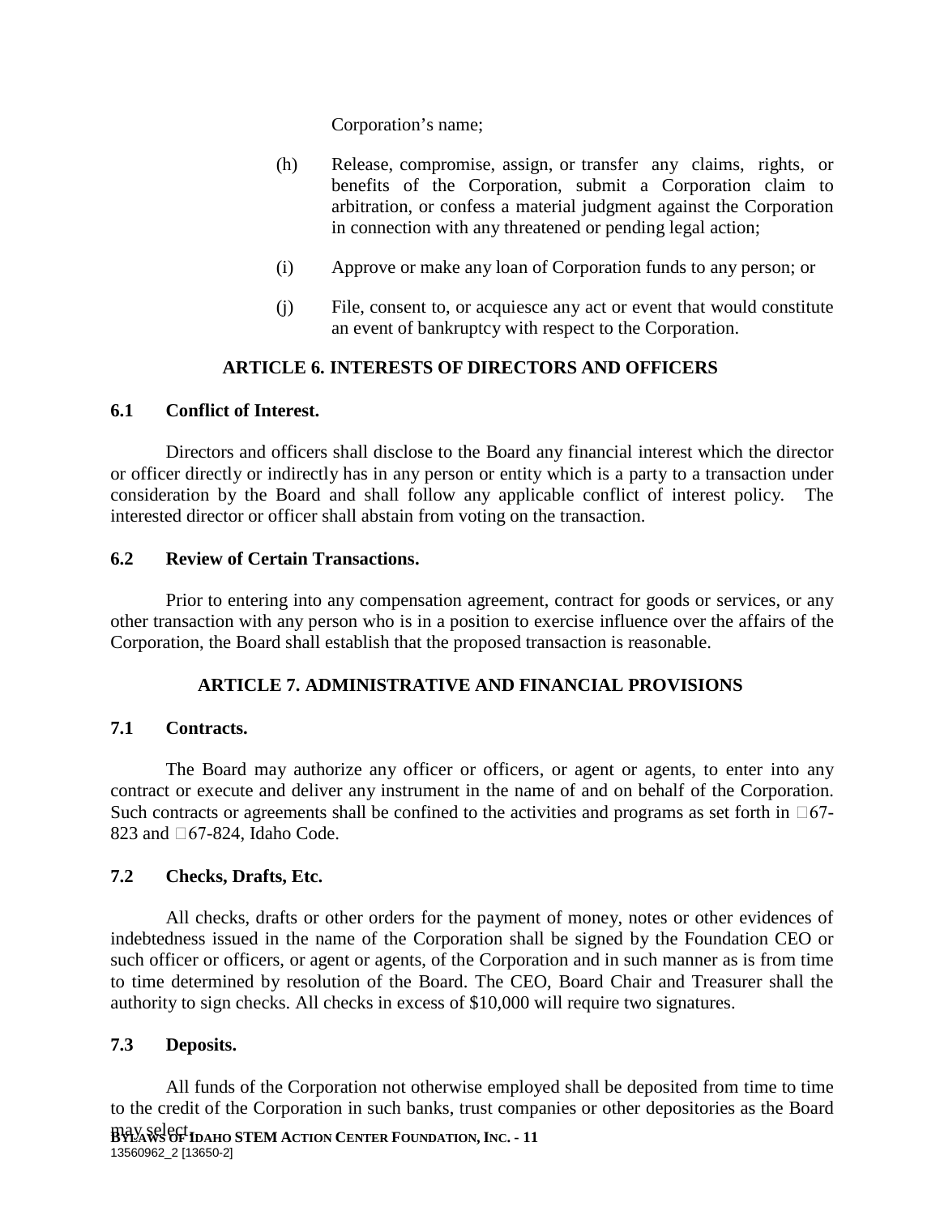Corporation's name;

(h) Release, compromise, assign, or transfer any claims, rights, or benefits of the Corporation, submit a Corporation claim to arbitration, or confess a material judgment against the Corporation in connection with any threatened or pending legal action;

(i) Approve or make any loan of Corporation funds to any person; or

(j) File, consent to, or acquiesce any act or event that would constitute an event of bankruptcy with respect to the Corporation.

## ARTICLE 6. INTERESTS OF DIRECTORS AND OFFICERS

### 6.1 Conflict of Interest.

Directors and officers shall disclose to the Board any financial interest which the director or officer directly or indirectly has in any person or entity which is a party to a transaction under consideration by the Board and shall follow any applicable conflict of interest policy. The interested director or officer shall abstain from voting on the transaction.

### 6.2 Review of Certain Transactions.

Prior to entering into any compensation agreement, contract for goods or services, or any other transaction with any person who is in a position to exercise influence over the affairs of the Corporation, the Board shall establish that the proposed transaction is reasonable.

## ARTICLE 7. ADMINISTRATIVE AND FINANCIAL PROVISIONS

### 7.1 Contracts.

The Board may authorize any officer or officers, or agent or agents, to enter into any contract or execute and deliver any instrument in the name of and on behalf of the Corporation. Such contracts or agreements shall be confined to the activities and programs as set forth in §67-823 and §67-824, Idaho Code.

### 7.2 Checks, Drafts, Etc.

All checks, drafts or other orders for the payment of money, notes or other evidences of indebtedness issued in the name of the Corporation shall be signed by the Foundation CEO or such officer or officers, or agent or agents, of the Corporation and in such manner as is from time to time determined by resolution of the Board. The CEO, Board Chair and Treasurer shall the authority to sign checks. All checks in excess of $10,000 will require two signatures.

### 7.3 Deposits.

All funds of the Corporation not otherwise employed shall be deposited from time to time to the credit of the Corporation in such banks, trust companies or other depositories as the Board may select.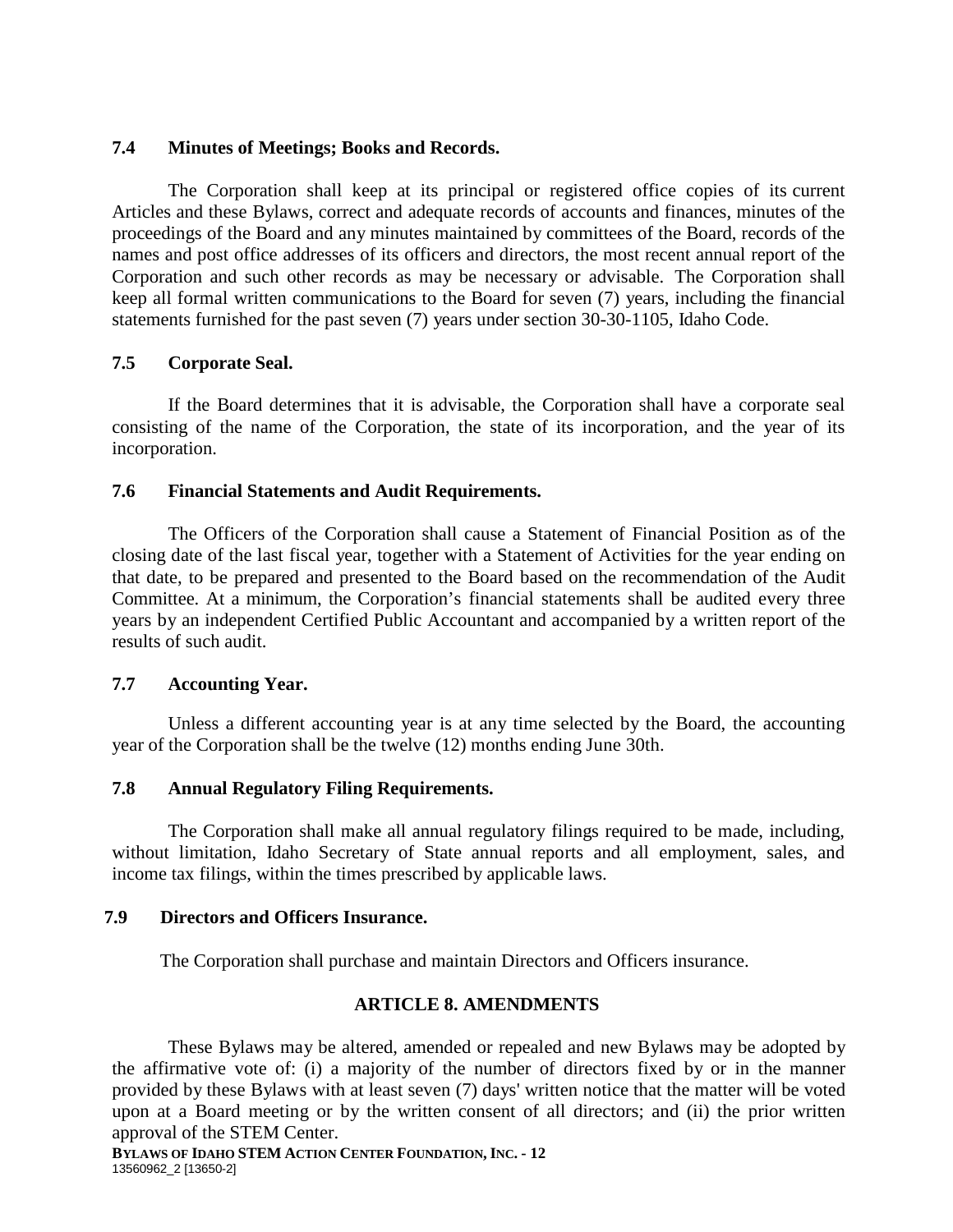### 7.4 Minutes of Meetings; Books and Records.

The Corporation shall keep at its principal or registered office copies of its current Articles and these Bylaws, correct and adequate records of accounts and finances, minutes of the proceedings of the Board and any minutes maintained by committees of the Board, records of the names and post office addresses of its officers and directors, the most recent annual report of the Corporation and such other records as may be necessary or advisable. The Corporation shall keep all formal written communications to the Board for seven (7) years, including the financial statements furnished for the past seven (7) years under section 30-30-1105, Idaho Code.

### 7.5 Corporate Seal.

If the Board determines that it is advisable, the Corporation shall have a corporate seal consisting of the name of the Corporation, the state of its incorporation, and the year of its incorporation.

### 7.6 Financial Statements and Audit Requirements.

The Officers of the Corporation shall cause a Statement of Financial Position as of the closing date of the last fiscal year, together with a Statement of Activities for the year ending on that date, to be prepared and presented to the Board based on the recommendation of the Audit Committee. At a minimum, the Corporation's financial statements shall be audited every three years by an independent Certified Public Accountant and accompanied by a written report of the results of such audit.

### 7.7 Accounting Year.

Unless a different accounting year is at any time selected by the Board, the accounting year of the Corporation shall be the twelve (12) months ending June 30th.

### 7.8 Annual Regulatory Filing Requirements.

The Corporation shall make all annual regulatory filings required to be made, including, without limitation, Idaho Secretary of State annual reports and all employment, sales, and income tax filings, within the times prescribed by applicable laws.

### 7.9 Directors and Officers Insurance.

The Corporation shall purchase and maintain Directors and Officers insurance.

## ARTICLE 8. AMENDMENTS

These Bylaws may be altered, amended or repealed and new Bylaws may be adopted by the affirmative vote of: (i) a majority of the number of directors fixed by or in the manner provided by these Bylaws with at least seven (7) days' written notice that the matter will be voted upon at a Board meeting or by the written consent of all directors; and (ii) the prior written approval of the STEM Center.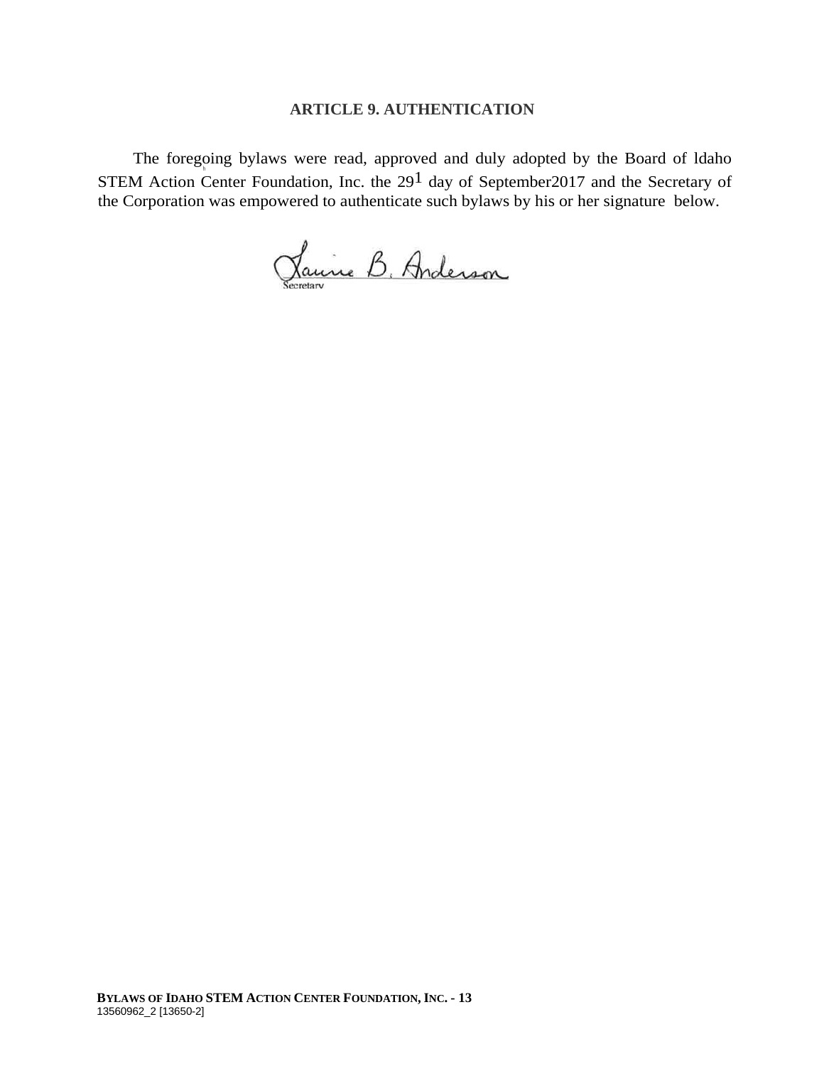## ARTICLE 9. AUTHENTICATION

The foregoing bylaws were read, approved and duly adopted by the Board of ldaho STEM Action Center Foundation, Inc. the 29[1] day of September2017 and the Secretary of the Corporation was empowered to authenticate such bylaws by his or her signature below.

Laurie B. Anderson
Secretary